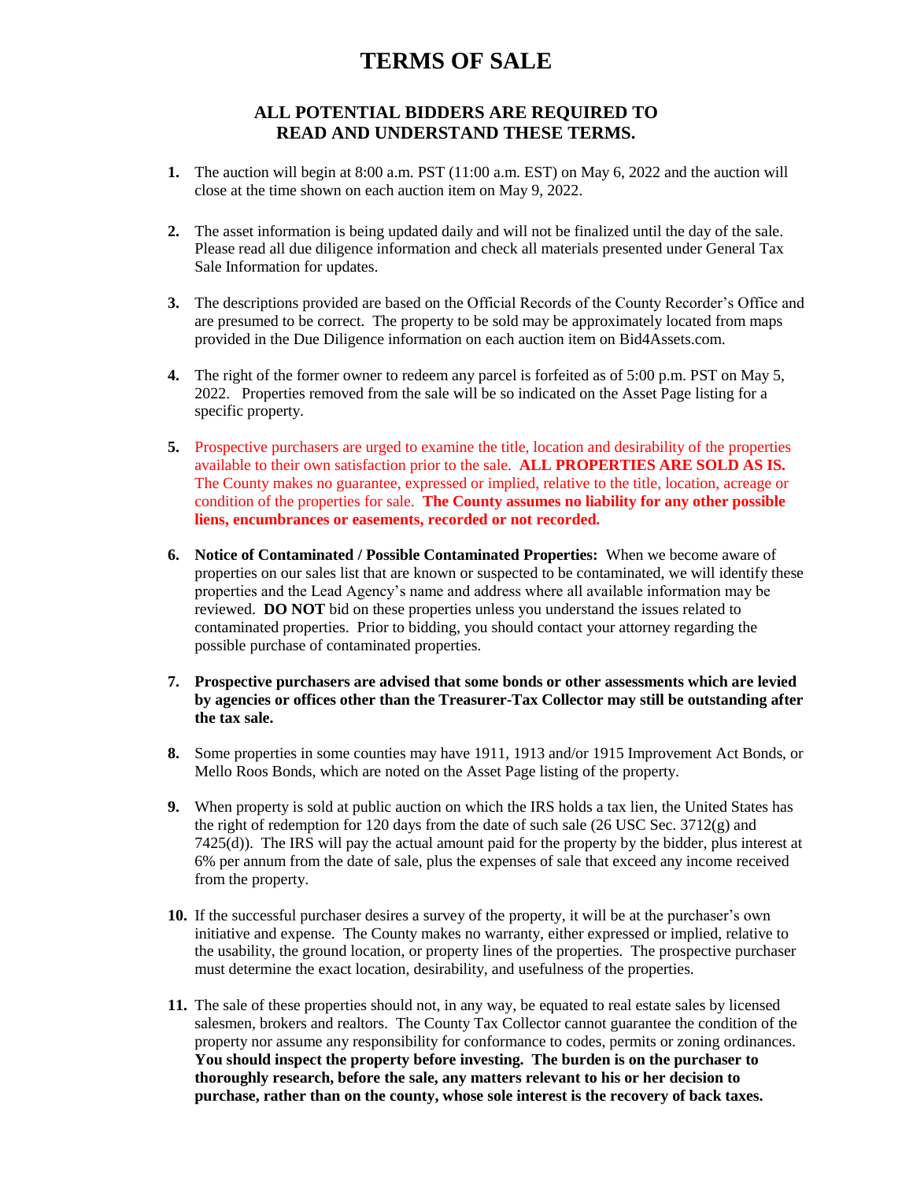# TERMS OF SALE

## ALL POTENTIAL BIDDERS ARE REQUIRED TO READ AND UNDERSTAND THESE TERMS.

1. The auction will begin at 8:00 a.m. PST (11:00 a.m. EST) on May 6, 2022 and the auction will close at the time shown on each auction item on May 9, 2022.

2. The asset information is being updated daily and will not be finalized until the day of the sale. Please read all due diligence information and check all materials presented under General Tax Sale Information for updates.

3. The descriptions provided are based on the Official Records of the County Recorder's Office and are presumed to be correct. The property to be sold may be approximately located from maps provided in the Due Diligence information on each auction item on Bid4Assets.com.

4. The right of the former owner to redeem any parcel is forfeited as of 5:00 p.m. PST on May 5, 2022. Properties removed from the sale will be so indicated on the Asset Page listing for a specific property.

5. Prospective purchasers are urged to examine the title, location and desirability of the properties available to their own satisfaction prior to the sale. **ALL PROPERTIES ARE SOLD AS IS.** The County makes no guarantee, expressed or implied, relative to the title, location, acreage or condition of the properties for sale. **The County assumes no liability for any other possible liens, encumbrances or easements, recorded or not recorded.**

6. **Notice of Contaminated / Possible Contaminated Properties:** When we become aware of properties on our sales list that are known or suspected to be contaminated, we will identify these properties and the Lead Agency's name and address where all available information may be reviewed. **DO NOT** bid on these properties unless you understand the issues related to contaminated properties. Prior to bidding, you should contact your attorney regarding the possible purchase of contaminated properties.

7. **Prospective purchasers are advised that some bonds or other assessments which are levied by agencies or offices other than the Treasurer-Tax Collector may still be outstanding after the tax sale.**

8. Some properties in some counties may have 1911, 1913 and/or 1915 Improvement Act Bonds, or Mello Roos Bonds, which are noted on the Asset Page listing of the property.

9. When property is sold at public auction on which the IRS holds a tax lien, the United States has the right of redemption for 120 days from the date of such sale (26 USC Sec. 3712(g) and 7425(d)). The IRS will pay the actual amount paid for the property by the bidder, plus interest at 6% per annum from the date of sale, plus the expenses of sale that exceed any income received from the property.

10. If the successful purchaser desires a survey of the property, it will be at the purchaser's own initiative and expense. The County makes no warranty, either expressed or implied, relative to the usability, the ground location, or property lines of the properties. The prospective purchaser must determine the exact location, desirability, and usefulness of the properties.

11. The sale of these properties should not, in any way, be equated to real estate sales by licensed salesmen, brokers and realtors. The County Tax Collector cannot guarantee the condition of the property nor assume any responsibility for conformance to codes, permits or zoning ordinances. **You should inspect the property before investing. The burden is on the purchaser to thoroughly research, before the sale, any matters relevant to his or her decision to purchase, rather than on the county, whose sole interest is the recovery of back taxes.**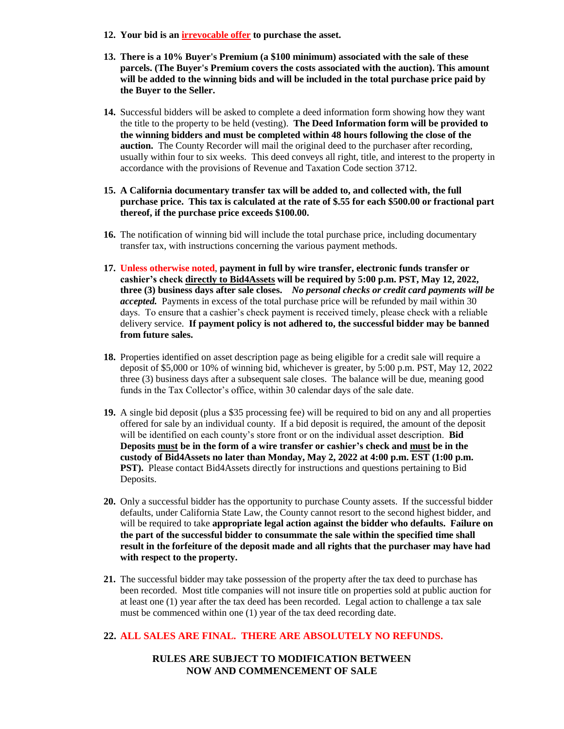12. **Your bid is an irrevocable offer to purchase the asset.**

13. **There is a 10% Buyer's Premium (a $100 minimum) associated with the sale of these parcels. (The Buyer's Premium covers the costs associated with the auction). This amount will be added to the winning bids and will be included in the total purchase price paid by the Buyer to the Seller.**

14. Successful bidders will be asked to complete a deed information form showing how they want the title to the property to be held (vesting). **The Deed Information form will be provided to the winning bidders and must be completed within 48 hours following the close of the auction.** The County Recorder will mail the original deed to the purchaser after recording, usually within four to six weeks. This deed conveys all right, title, and interest to the property in accordance with the provisions of Revenue and Taxation Code section 3712.

15. **A California documentary transfer tax will be added to, and collected with, the full purchase price. This tax is calculated at the rate of $.55 for each $500.00 or fractional part thereof, if the purchase price exceeds $100.00.**

16. The notification of winning bid will include the total purchase price, including documentary transfer tax, with instructions concerning the various payment methods.

17. **Unless otherwise noted**, **payment in full by wire transfer, electronic funds transfer or cashier's check directly to Bid4Assets will be required by 5:00 p.m. PST, May 12, 2022, three (3) business days after sale closes.** ***No personal checks or credit card payments will be accepted.*** Payments in excess of the total purchase price will be refunded by mail within 30 days. To ensure that a cashier's check payment is received timely, please check with a reliable delivery service. **If payment policy is not adhered to, the successful bidder may be banned from future sales.**

18. Properties identified on asset description page as being eligible for a credit sale will require a deposit of $5,000 or 10% of winning bid, whichever is greater, by 5:00 p.m. PST, May 12, 2022 three (3) business days after a subsequent sale closes. The balance will be due, meaning good funds in the Tax Collector's office, within 30 calendar days of the sale date.

19. A single bid deposit (plus a $35 processing fee) will be required to bid on any and all properties offered for sale by an individual county. If a bid deposit is required, the amount of the deposit will be identified on each county's store front or on the individual asset description. **Bid Deposits must be in the form of a wire transfer or cashier's check and must be in the custody of Bid4Assets no later than Monday, May 2, 2022 at 4:00 p.m. EST (1:00 p.m. PST).** Please contact Bid4Assets directly for instructions and questions pertaining to Bid Deposits.

20. Only a successful bidder has the opportunity to purchase County assets. If the successful bidder defaults, under California State Law, the County cannot resort to the second highest bidder, and will be required to take **appropriate legal action against the bidder who defaults. Failure on the part of the successful bidder to consummate the sale within the specified time shall result in the forfeiture of the deposit made and all rights that the purchaser may have had with respect to the property.**

21. The successful bidder may take possession of the property after the tax deed to purchase has been recorded. Most title companies will not insure title on properties sold at public auction for at least one (1) year after the tax deed has been recorded. Legal action to challenge a tax sale must be commenced within one (1) year of the tax deed recording date.

22. **ALL SALES ARE FINAL. THERE ARE ABSOLUTELY NO REFUNDS.**

**RULES ARE SUBJECT TO MODIFICATION BETWEEN NOW AND COMMENCEMENT OF SALE**